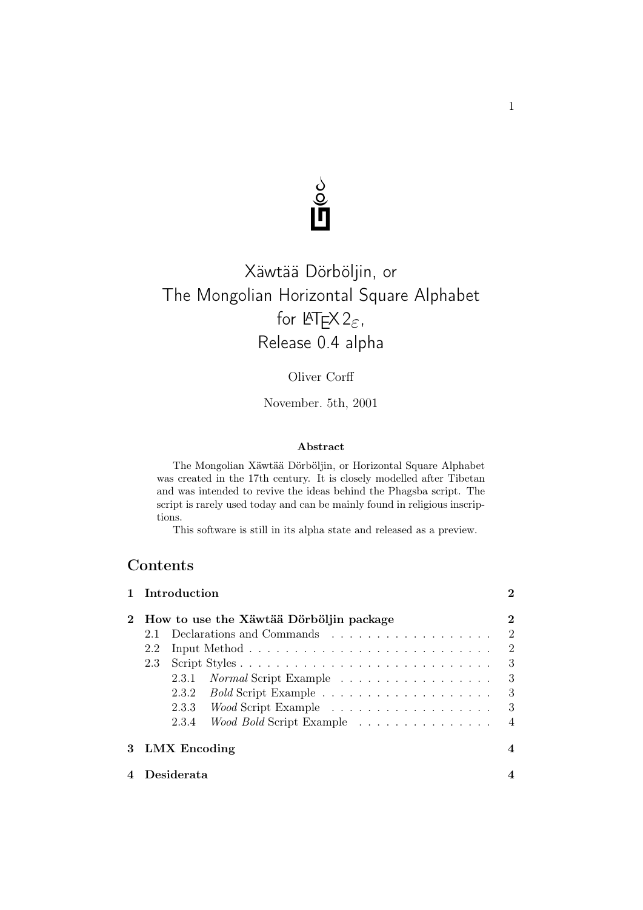# Xäwtää Dörböljin, or The Mongolian Horizontal Square Alphabet for LaTeX 2ε, Release 0.4 alpha

Oliver Corff

November. 5th, 2001

**Abstract**

The Mongolian Xäwtää Dörböljin, or Horizontal Square Alphabet was created in the 17th century. It is closely modelled after Tibetan and was intended to revive the ideas behind the Phagsba script. The script is rarely used today and can be mainly found in religious inscriptions.

This software is still in its alpha state and released as a preview.

## Contents

- **1 Introduction** — 2
- **2 How to use the Xäwtää Dörböljin package** — 2
  - 2.1 Declarations and Commands — 2
  - 2.2 Input Method — 2
  - 2.3 Script Styles — 3
    - 2.3.1 *Normal* Script Example — 3
    - 2.3.2 *Bold* Script Example — 3
    - 2.3.3 *Wood* Script Example — 3
    - 2.3.4 *Wood Bold* Script Example — 4
- **3 LMX Encoding** — 4
- **4 Desiderata** — 4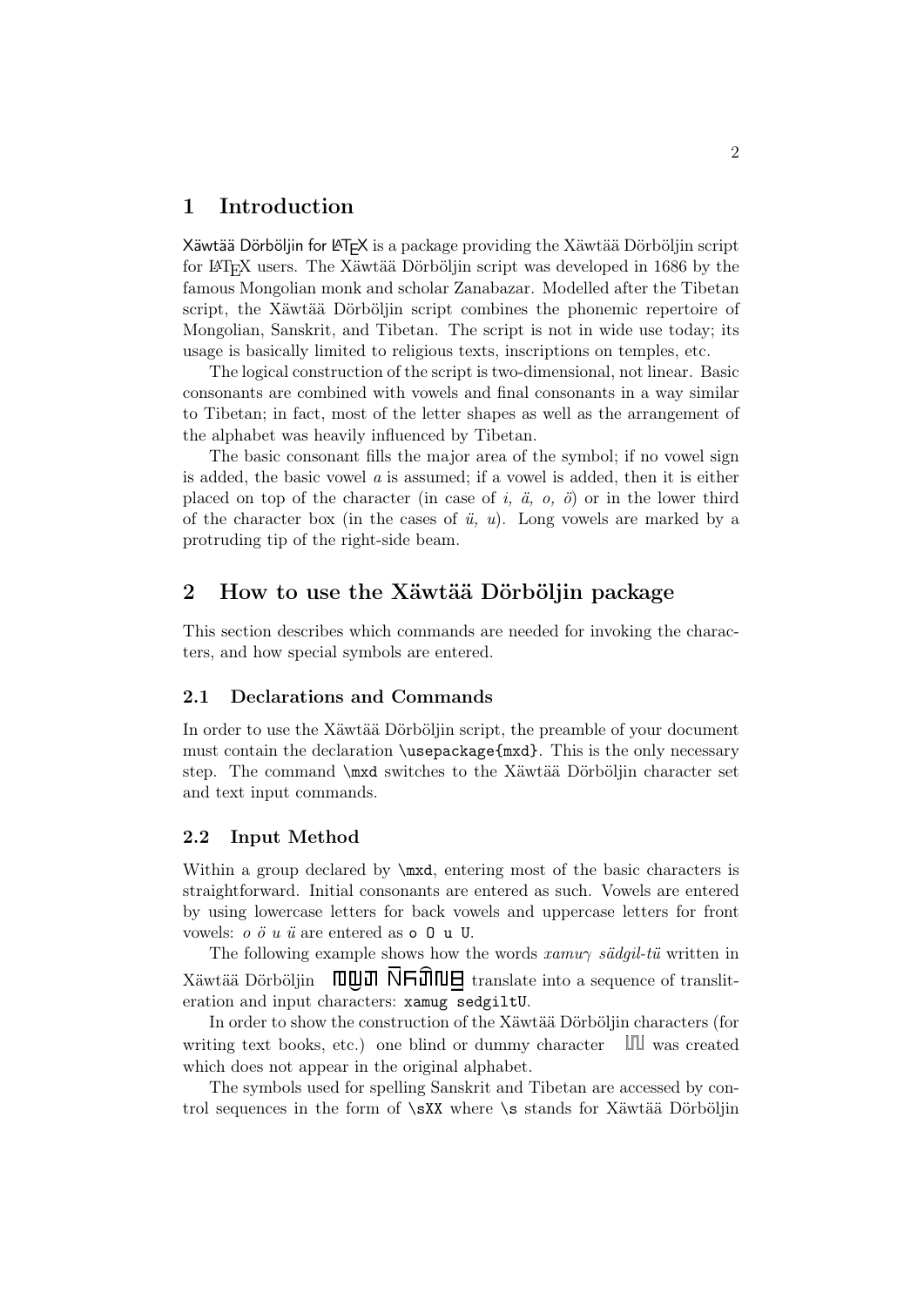# 1 Introduction

Xäwtää Dörböljin for LaTeX is a package providing the Xäwtää Dörböljin script for LaTeX users. The Xäwtää Dörböljin script was developed in 1686 by the famous Mongolian monk and scholar Zanabazar. Modelled after the Tibetan script, the Xäwtää Dörböljin script combines the phonemic repertoire of Mongolian, Sanskrit, and Tibetan. The script is not in wide use today; its usage is basically limited to religious texts, inscriptions on temples, etc.

The logical construction of the script is two-dimensional, not linear. Basic consonants are combined with vowels and final consonants in a way similar to Tibetan; in fact, most of the letter shapes as well as the arrangement of the alphabet was heavily influenced by Tibetan.

The basic consonant fills the major area of the symbol; if no vowel sign is added, the basic vowel *a* is assumed; if a vowel is added, then it is either placed on top of the character (in case of *i, ä, o, ö*) or in the lower third of the character box (in the cases of *ü, u*). Long vowels are marked by a protruding tip of the right-side beam.

# 2 How to use the Xäwtää Dörböljin package

This section describes which commands are needed for invoking the characters, and how special symbols are entered.

## 2.1 Declarations and Commands

In order to use the Xäwtää Dörböljin script, the preamble of your document must contain the declaration `\usepackage{mxd}`. This is the only necessary step. The command `\mxd` switches to the Xäwtää Dörböljin character set and text input commands.

## 2.2 Input Method

Within a group declared by `\mxd`, entering most of the basic characters is straightforward. Initial consonants are entered as such. Vowels are entered by using lowercase letters for back vowels and uppercase letters for front vowels: *o ö u ü* are entered as `o O u U`.

The following example shows how the words *xamuγ sädgil-tü* written in Xäwtää Dörböljin translate into a sequence of transliteration and input characters: `xamug sedgiltU`.

In order to show the construction of the Xäwtää Dörböljin characters (for writing text books, etc.) one blind or dummy character was created which does not appear in the original alphabet.

The symbols used for spelling Sanskrit and Tibetan are accessed by control sequences in the form of `\sXX` where `\s` stands for Xäwtää Dörböljin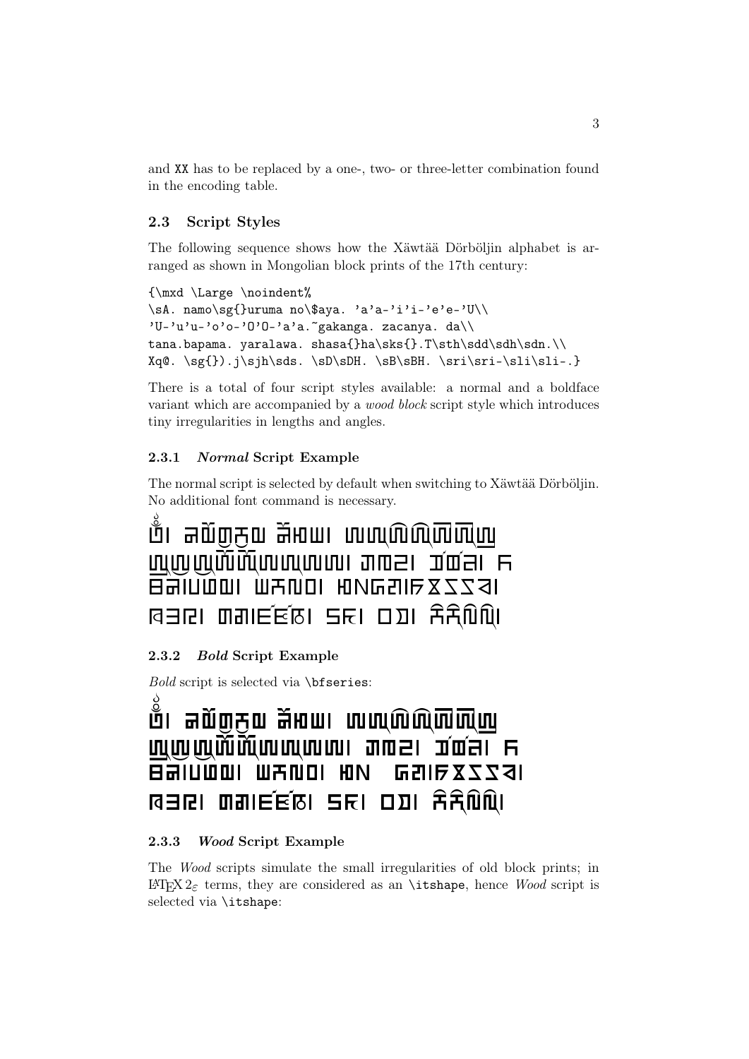and XX has to be replaced by a one-, two- or three-letter combination found in the encoding table.

### 2.3 Script Styles

The following sequence shows how the Xäwtää Dörböljin alphabet is arranged as shown in Mongolian block prints of the 17th century:

```
{\mxd \Large \noindent%
\sA. namo\sg{}uruma no\$aya. 'a'a-'i'i-'e'e-'U\\
'U-'u'u-'o'o-'O'O-'a'a.~gakanga. zacanya. da\\
tana.bapama. yaralawa. shasa{}ha\sks{}.T\sth\sdd\sdh\sdn.\\
Xq@. \sg{}).j\sjh\sds. \sD\sDH. \sB\sBH. \sri\sri-\sli\sli-.}
```

There is a total of four script styles available: a normal and a boldface variant which are accompanied by a *wood block* script style which introduces tiny irregularities in lengths and angles.

#### 2.3.1 *Normal* Script Example

The normal script is selected by default when switching to Xäwtää Dörböljin. No additional font command is necessary.

#### 2.3.2 *Bold* Script Example

*Bold* script is selected via `\bfseries`:

#### 2.3.3 *Wood* Script Example

The *Wood* scripts simulate the small irregularities of old block prints; in $\LaTeX 2_\varepsilon$ terms, they are considered as an `\itshape`, hence *Wood* script is selected via `\itshape`: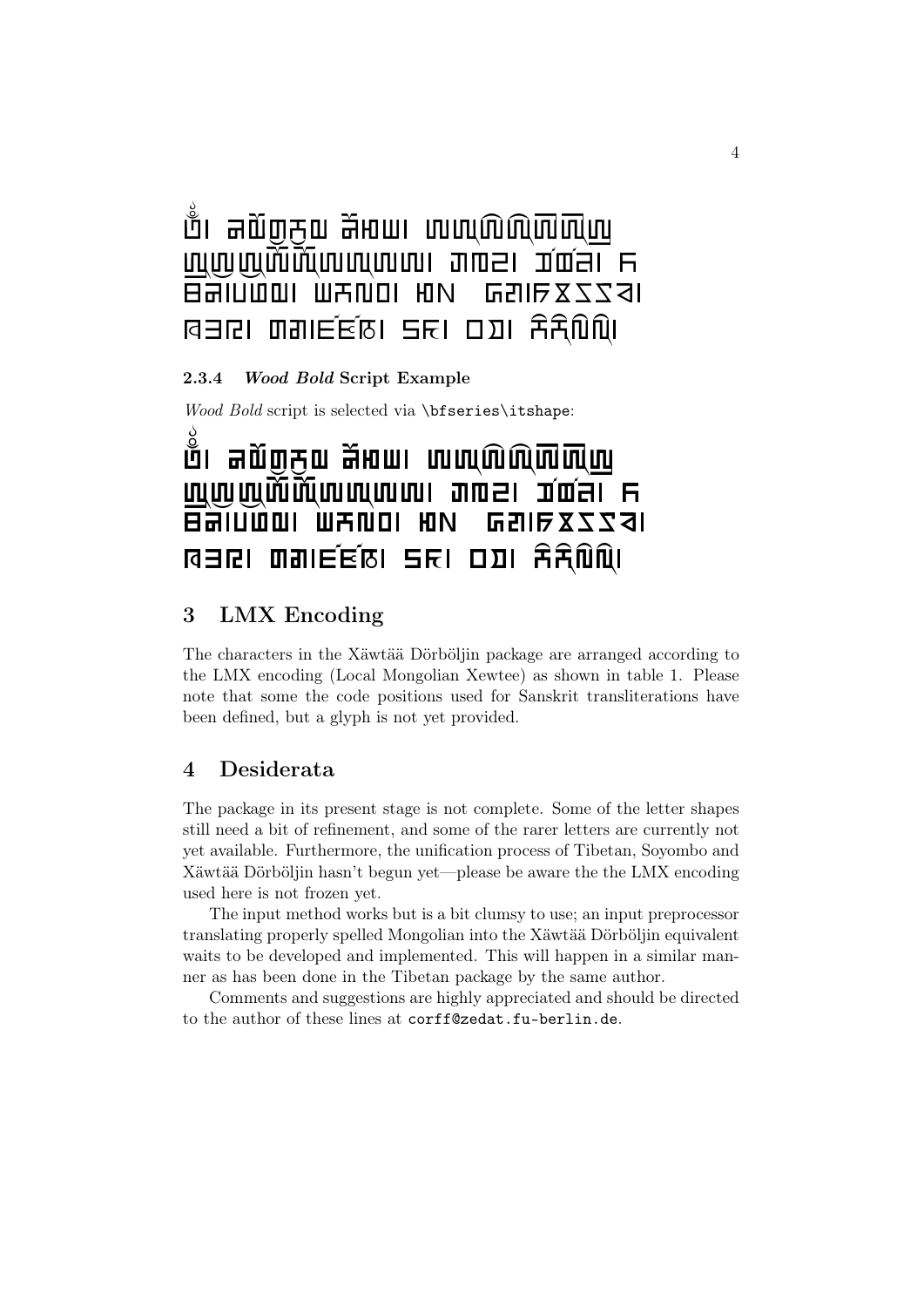## 2.3.4 *Wood Bold* Script Example

*Wood Bold* script is selected via \bfseries\itshape:

# 3 LMX Encoding

The characters in the Xäwtää Dörböljin package are arranged according to the LMX encoding (Local Mongolian Xewtee) as shown in table 1. Please note that some the code positions used for Sanskrit transliterations have been defined, but a glyph is not yet provided.

# 4 Desiderata

The package in its present stage is not complete. Some of the letter shapes still need a bit of refinement, and some of the rarer letters are currently not yet available. Furthermore, the unification process of Tibetan, Soyombo and Xäwtää Dörböljin hasn't begun yet—please be aware the the LMX encoding used here is not frozen yet.

The input method works but is a bit clumsy to use; an input preprocessor translating properly spelled Mongolian into the Xäwtää Dörböljin equivalent waits to be developed and implemented. This will happen in a similar manner as has been done in the Tibetan package by the same author.

Comments and suggestions are highly appreciated and should be directed to the author of these lines at `corff@zedat.fu-berlin.de`.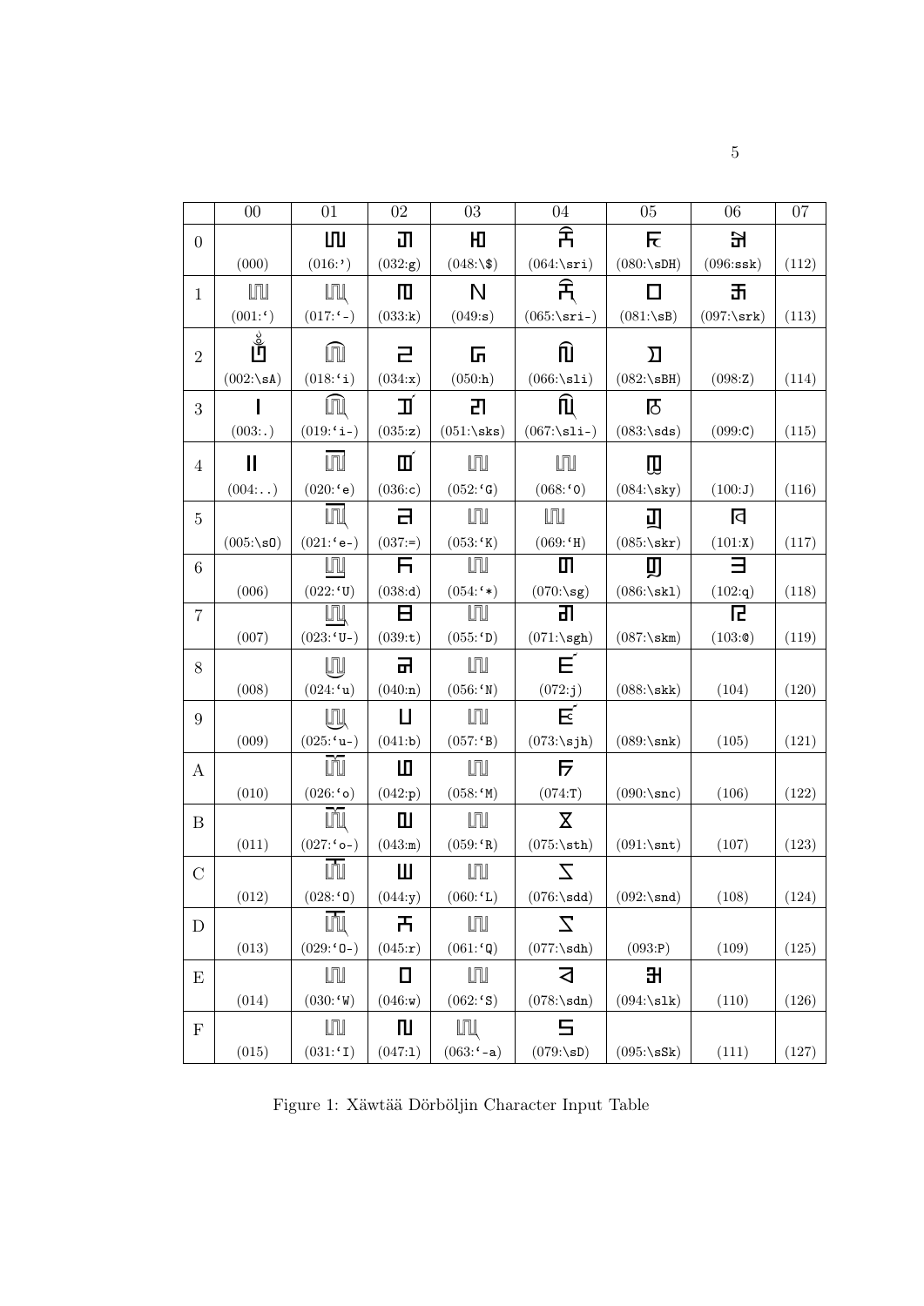| | 00 | 01 | 02 | 03 | 04 | 05 | 06 | 07 |
|---|---|---|---|---|---|---|---|---|
| 0 | (000) | (016:') | (032:g) | (048:\$) | (064:\sri) | (080:\sDH) | (096:ssk) | (112) |
| 1 | (001:‘) | (017:‘-) | (033:k) | (049:s) | (065:\sri-) | (081:\sB) | (097:\srk) | (113) |
| 2 | (002:\sA) | (018:‘i) | (034:x) | (050:h) | (066:\sli) | (082:\sBH) | (098:Z) | (114) |
| 3 | (003:.) | (019:‘i-) | (035:z) | (051:\sks) | (067:\sli-) | (083:\sds) | (099:C) | (115) |
| 4 | (004:..) | (020:‘e) | (036:c) | (052:‘G) | (068:‘O) | (084:\sky) | (100:J) | (116) |
| 5 | (005:\sO) | (021:‘e-) | (037:=) | (053:‘K) | (069:‘H) | (085:\skr) | (101:X) | (117) |
| 6 | (006) | (022:‘U) | (038:d) | (054:‘*) | (070:\sg) | (086:\skl) | (102:q) | (118) |
| 7 | (007) | (023:‘U-) | (039:t) | (055:‘D) | (071:\sgh) | (087:\skm) | (103:@) | (119) |
| 8 | (008) | (024:‘u) | (040:n) | (056:‘N) | (072:j) | (088:\skk) | (104) | (120) |
| 9 | (009) | (025:‘u-) | (041:b) | (057:‘B) | (073:\sjh) | (089:\snk) | (105) | (121) |
| A | (010) | (026:‘o) | (042:p) | (058:‘M) | (074:T) | (090:\snc) | (106) | (122) |
| B | (011) | (027:‘o-) | (043:m) | (059:‘R) | (075:\sth) | (091:\snt) | (107) | (123) |
| C | (012) | (028:‘O) | (044:y) | (060:‘L) | (076:\sdd) | (092:\snd) | (108) | (124) |
| D | (013) | (029:‘O-) | (045:r) | (061:‘Q) | (077:\sdh) | (093:P) | (109) | (125) |
| E | (014) | (030:‘W) | (046:w) | (062:‘S) | (078:\sdn) | (094:\slk) | (110) | (126) |
| F | (015) | (031:‘I) | (047:l) | (063:‘-a) | (079:\sD) | (095:\sSk) | (111) | (127) |

Figure 1: Xäwtää Dörböljin Character Input Table